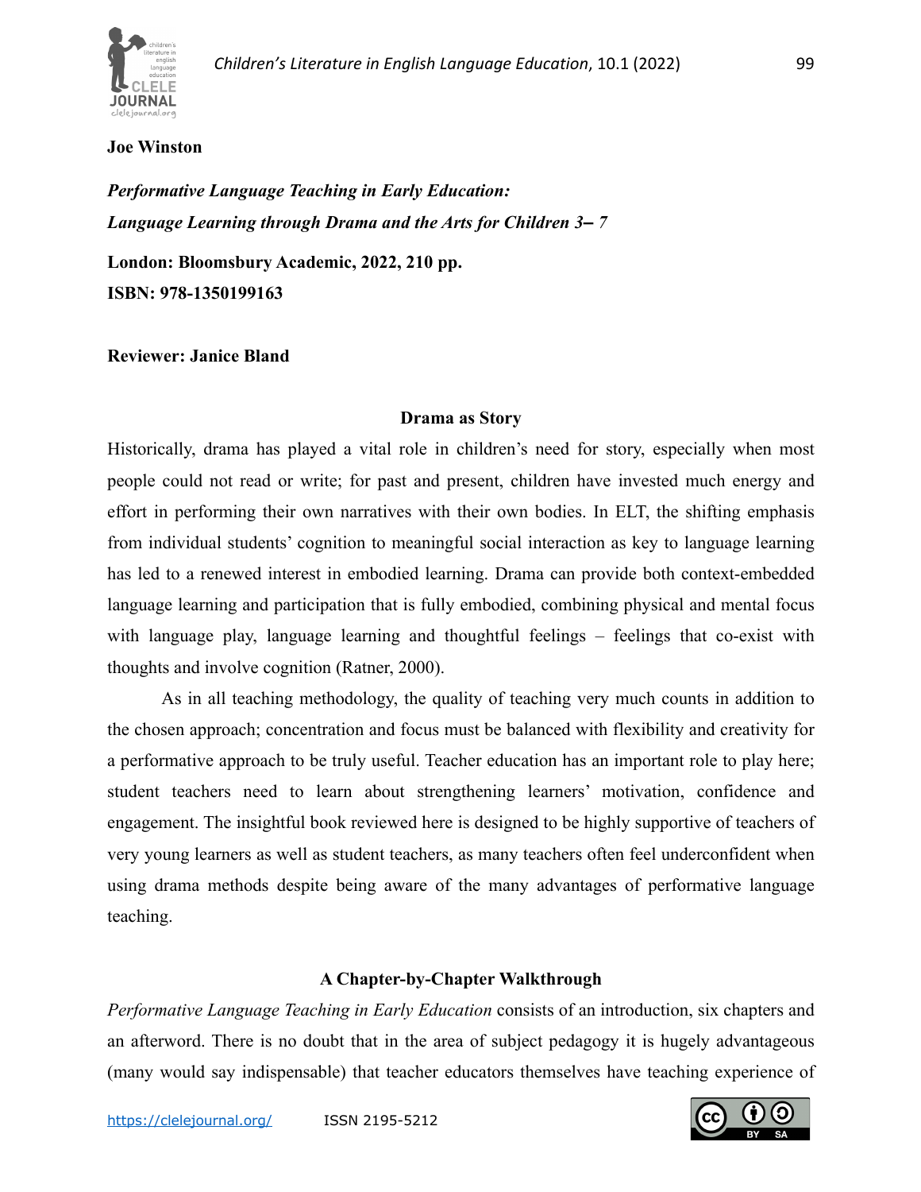**Joe Winston**

***Performative Language Teaching in Early Education: Language Learning through Drama and the Arts for Children 3– 7***

**London: Bloomsbury Academic, 2022, 210 pp.**
**ISBN: 978-1350199163**

**Reviewer: Janice Bland**

## Drama as Story

Historically, drama has played a vital role in children's need for story, especially when most people could not read or write; for past and present, children have invested much energy and effort in performing their own narratives with their own bodies. In ELT, the shifting emphasis from individual students' cognition to meaningful social interaction as key to language learning has led to a renewed interest in embodied learning. Drama can provide both context-embedded language learning and participation that is fully embodied, combining physical and mental focus with language play, language learning and thoughtful feelings – feelings that co-exist with thoughts and involve cognition (Ratner, 2000).

As in all teaching methodology, the quality of teaching very much counts in addition to the chosen approach; concentration and focus must be balanced with flexibility and creativity for a performative approach to be truly useful. Teacher education has an important role to play here; student teachers need to learn about strengthening learners' motivation, confidence and engagement. The insightful book reviewed here is designed to be highly supportive of teachers of very young learners as well as student teachers, as many teachers often feel underconfident when using drama methods despite being aware of the many advantages of performative language teaching.

## A Chapter-by-Chapter Walkthrough

*Performative Language Teaching in Early Education* consists of an introduction, six chapters and an afterword. There is no doubt that in the area of subject pedagogy it is hugely advantageous (many would say indispensable) that teacher educators themselves have teaching experience of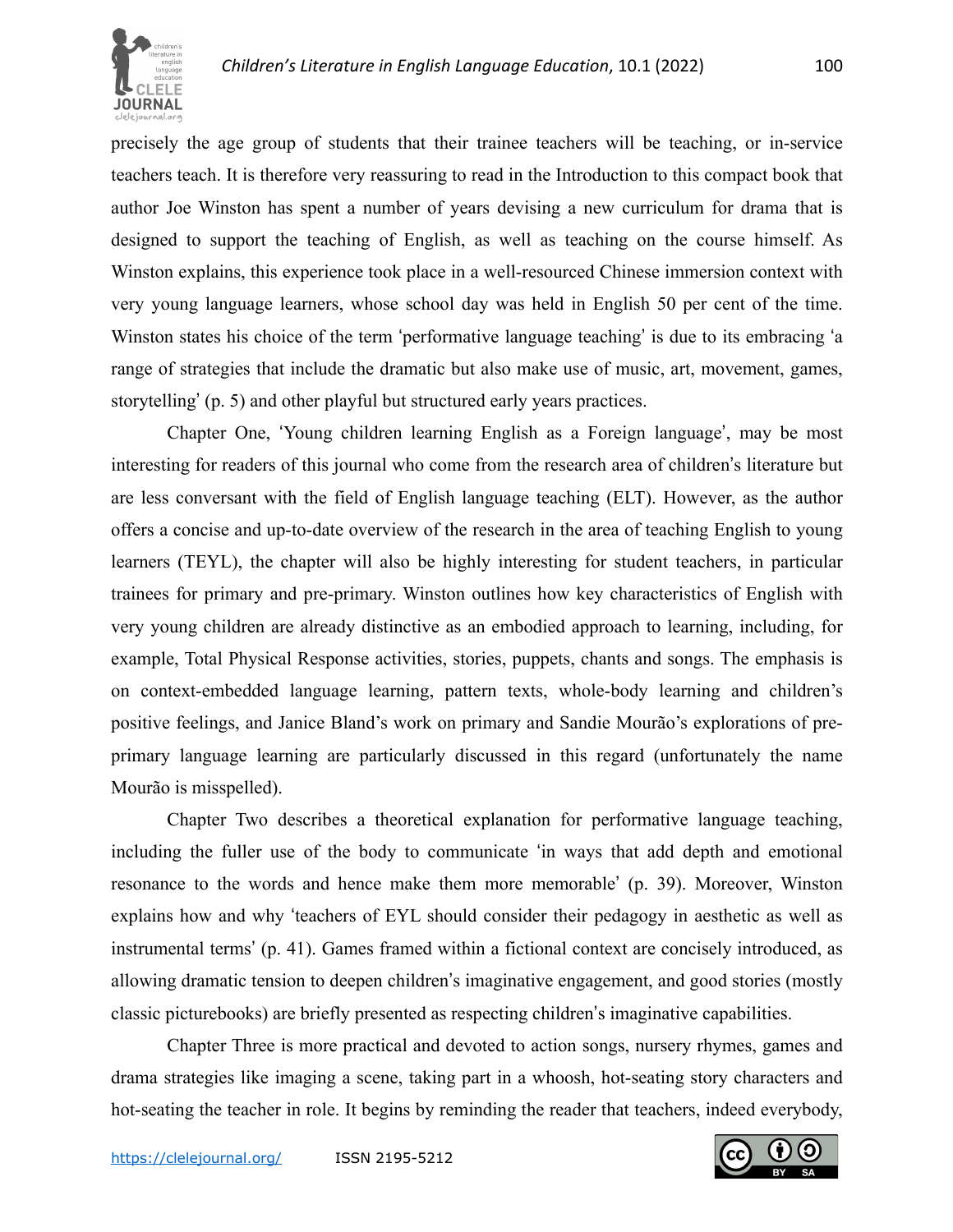precisely the age group of students that their trainee teachers will be teaching, or in-service teachers teach. It is therefore very reassuring to read in the Introduction to this compact book that author Joe Winston has spent a number of years devising a new curriculum for drama that is designed to support the teaching of English, as well as teaching on the course himself. As Winston explains, this experience took place in a well-resourced Chinese immersion context with very young language learners, whose school day was held in English 50 per cent of the time. Winston states his choice of the term 'performative language teaching' is due to its embracing 'a range of strategies that include the dramatic but also make use of music, art, movement, games, storytelling' (p. 5) and other playful but structured early years practices.

Chapter One, 'Young children learning English as a Foreign language', may be most interesting for readers of this journal who come from the research area of children's literature but are less conversant with the field of English language teaching (ELT). However, as the author offers a concise and up-to-date overview of the research in the area of teaching English to young learners (TEYL), the chapter will also be highly interesting for student teachers, in particular trainees for primary and pre-primary. Winston outlines how key characteristics of English with very young children are already distinctive as an embodied approach to learning, including, for example, Total Physical Response activities, stories, puppets, chants and songs. The emphasis is on context-embedded language learning, pattern texts, whole-body learning and children's positive feelings, and Janice Bland's work on primary and Sandie Mourão's explorations of pre-primary language learning are particularly discussed in this regard (unfortunately the name Mourão is misspelled).

Chapter Two describes a theoretical explanation for performative language teaching, including the fuller use of the body to communicate 'in ways that add depth and emotional resonance to the words and hence make them more memorable' (p. 39). Moreover, Winston explains how and why 'teachers of EYL should consider their pedagogy in aesthetic as well as instrumental terms' (p. 41). Games framed within a fictional context are concisely introduced, as allowing dramatic tension to deepen children's imaginative engagement, and good stories (mostly classic picturebooks) are briefly presented as respecting children's imaginative capabilities.

Chapter Three is more practical and devoted to action songs, nursery rhymes, games and drama strategies like imaging a scene, taking part in a whoosh, hot-seating story characters and hot-seating the teacher in role. It begins by reminding the reader that teachers, indeed everybody,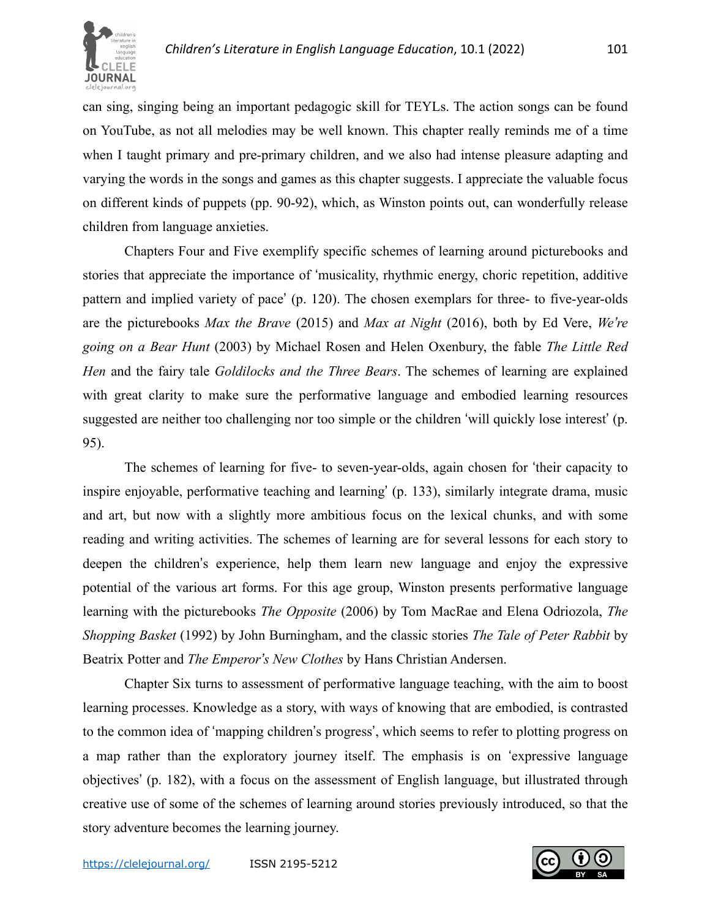can sing, singing being an important pedagogic skill for TEYLs. The action songs can be found on YouTube, as not all melodies may be well known. This chapter really reminds me of a time when I taught primary and pre-primary children, and we also had intense pleasure adapting and varying the words in the songs and games as this chapter suggests. I appreciate the valuable focus on different kinds of puppets (pp. 90-92), which, as Winston points out, can wonderfully release children from language anxieties.

Chapters Four and Five exemplify specific schemes of learning around picturebooks and stories that appreciate the importance of 'musicality, rhythmic energy, choric repetition, additive pattern and implied variety of pace' (p. 120). The chosen exemplars for three- to five-year-olds are the picturebooks *Max the Brave* (2015) and *Max at Night* (2016), both by Ed Vere, *We're going on a Bear Hunt* (2003) by Michael Rosen and Helen Oxenbury, the fable *The Little Red Hen* and the fairy tale *Goldilocks and the Three Bears*. The schemes of learning are explained with great clarity to make sure the performative language and embodied learning resources suggested are neither too challenging nor too simple or the children 'will quickly lose interest' (p. 95).

The schemes of learning for five- to seven-year-olds, again chosen for 'their capacity to inspire enjoyable, performative teaching and learning' (p. 133), similarly integrate drama, music and art, but now with a slightly more ambitious focus on the lexical chunks, and with some reading and writing activities. The schemes of learning are for several lessons for each story to deepen the children's experience, help them learn new language and enjoy the expressive potential of the various art forms. For this age group, Winston presents performative language learning with the picturebooks *The Opposite* (2006) by Tom MacRae and Elena Odriozola, *The Shopping Basket* (1992) by John Burningham, and the classic stories *The Tale of Peter Rabbit* by Beatrix Potter and *The Emperor's New Clothes* by Hans Christian Andersen.

Chapter Six turns to assessment of performative language teaching, with the aim to boost learning processes. Knowledge as a story, with ways of knowing that are embodied, is contrasted to the common idea of 'mapping children's progress', which seems to refer to plotting progress on a map rather than the exploratory journey itself. The emphasis is on 'expressive language objectives' (p. 182), with a focus on the assessment of English language, but illustrated through creative use of some of the schemes of learning around stories previously introduced, so that the story adventure becomes the learning journey.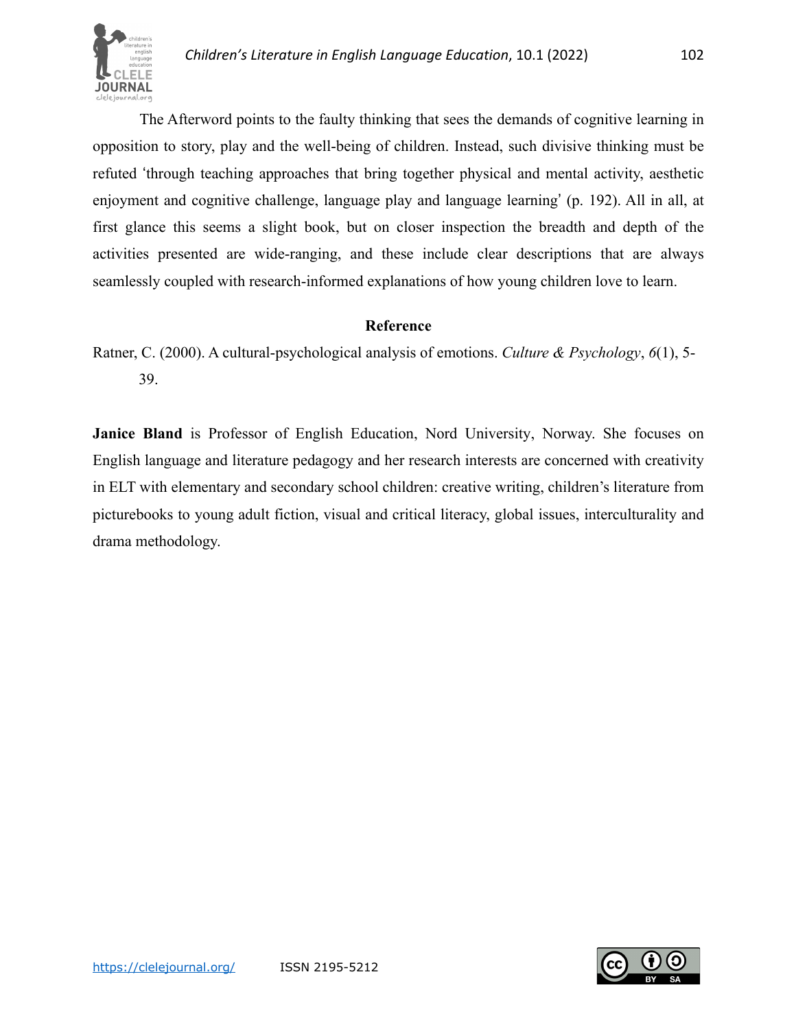The Afterword points to the faulty thinking that sees the demands of cognitive learning in opposition to story, play and the well-being of children. Instead, such divisive thinking must be refuted 'through teaching approaches that bring together physical and mental activity, aesthetic enjoyment and cognitive challenge, language play and language learning' (p. 192). All in all, at first glance this seems a slight book, but on closer inspection the breadth and depth of the activities presented are wide-ranging, and these include clear descriptions that are always seamlessly coupled with research-informed explanations of how young children love to learn.

## Reference

Ratner, C. (2000). A cultural-psychological analysis of emotions. *Culture & Psychology*, *6*(1), 5-39.

**Janice Bland** is Professor of English Education, Nord University, Norway. She focuses on English language and literature pedagogy and her research interests are concerned with creativity in ELT with elementary and secondary school children: creative writing, children's literature from picturebooks to young adult fiction, visual and critical literacy, global issues, interculturality and drama methodology.